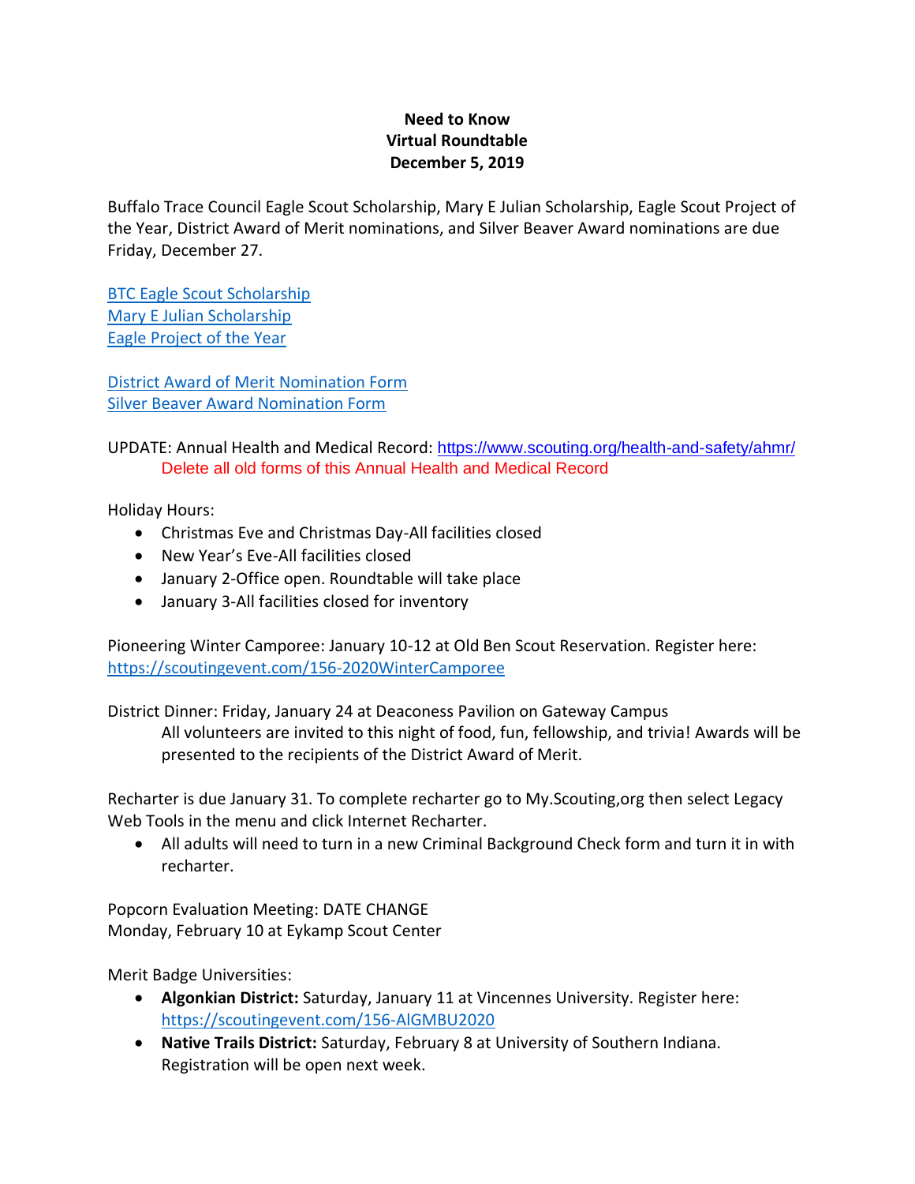**Need to Know**
**Virtual Roundtable**
**December 5, 2019**

Buffalo Trace Council Eagle Scout Scholarship, Mary E Julian Scholarship, Eagle Scout Project of the Year, District Award of Merit nominations, and Silver Beaver Award nominations are due Friday, December 27.

BTC Eagle Scout Scholarship
Mary E Julian Scholarship
Eagle Project of the Year

District Award of Merit Nomination Form
Silver Beaver Award Nomination Form

UPDATE: Annual Health and Medical Record: https://www.scouting.org/health-and-safety/ahmr/
Delete all old forms of this Annual Health and Medical Record

Holiday Hours:

- Christmas Eve and Christmas Day-All facilities closed
- New Year's Eve-All facilities closed
- January 2-Office open. Roundtable will take place
- January 3-All facilities closed for inventory

Pioneering Winter Camporee: January 10-12 at Old Ben Scout Reservation. Register here: https://scoutingevent.com/156-2020WinterCamporee

District Dinner: Friday, January 24 at Deaconess Pavilion on Gateway Campus
All volunteers are invited to this night of food, fun, fellowship, and trivia! Awards will be presented to the recipients of the District Award of Merit.

Recharter is due January 31. To complete recharter go to My.Scouting,org then select Legacy Web Tools in the menu and click Internet Recharter.

- All adults will need to turn in a new Criminal Background Check form and turn it in with recharter.

Popcorn Evaluation Meeting: DATE CHANGE
Monday, February 10 at Eykamp Scout Center

Merit Badge Universities:

- **Algonkian District:** Saturday, January 11 at Vincennes University. Register here: https://scoutingevent.com/156-AlGMBU2020
- **Native Trails District:** Saturday, February 8 at University of Southern Indiana. Registration will be open next week.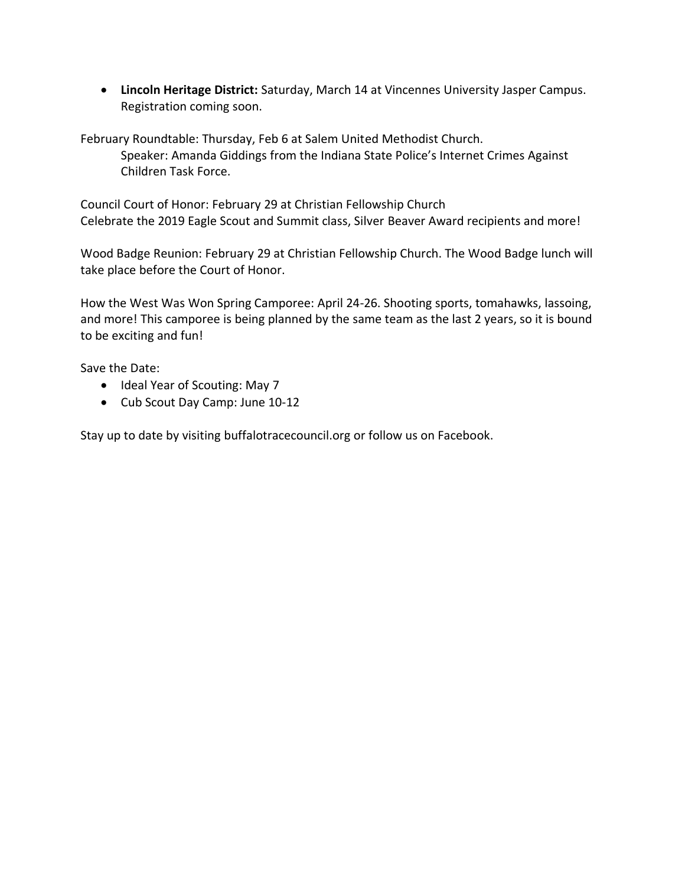- **Lincoln Heritage District:** Saturday, March 14 at Vincennes University Jasper Campus. Registration coming soon.

February Roundtable: Thursday, Feb 6 at Salem United Methodist Church.
Speaker: Amanda Giddings from the Indiana State Police's Internet Crimes Against Children Task Force.

Council Court of Honor: February 29 at Christian Fellowship Church
Celebrate the 2019 Eagle Scout and Summit class, Silver Beaver Award recipients and more!

Wood Badge Reunion: February 29 at Christian Fellowship Church. The Wood Badge lunch will take place before the Court of Honor.

How the West Was Won Spring Camporee: April 24-26. Shooting sports, tomahawks, lassoing, and more! This camporee is being planned by the same team as the last 2 years, so it is bound to be exciting and fun!

Save the Date:

- Ideal Year of Scouting: May 7
- Cub Scout Day Camp: June 10-12

Stay up to date by visiting buffalotracecouncil.org or follow us on Facebook.